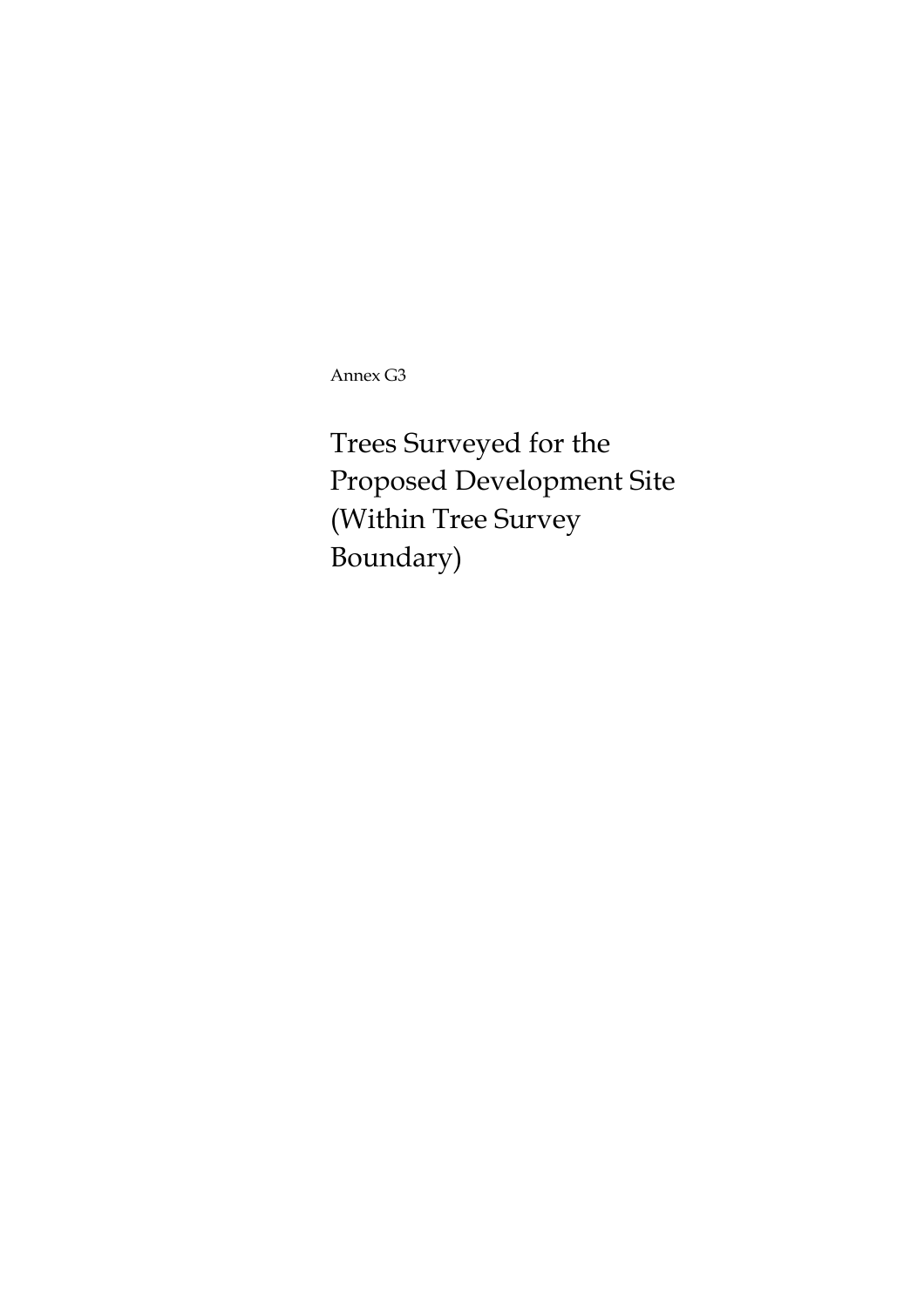Annex G3

# Trees Surveyed for the Proposed Development Site (Within Tree Survey Boundary)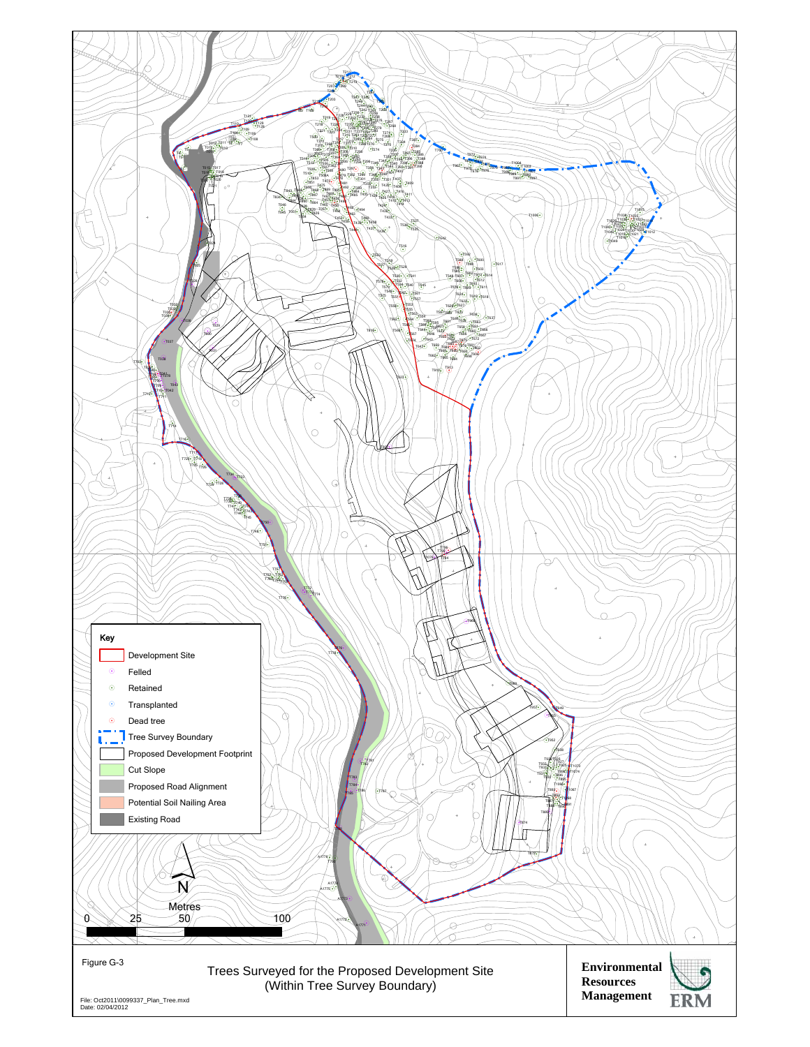**Key**

- Development Site
- Felled
- Retained
- Transplanted
- Dead tree
- Tree Survey Boundary
- Proposed Development Footprint
- Cut Slope
- Proposed Road Alignment
- Potential Soil Nailing Area
- Existing Road

N

Metres

0 25 50 100

Figure G-3

Trees Surveyed for the Proposed Development Site
(Within Tree Survey Boundary)

Environmental Resources Management

ERM

File: Oct2011\0099337_Plan_Tree.mxd
Date: 02/04/2012